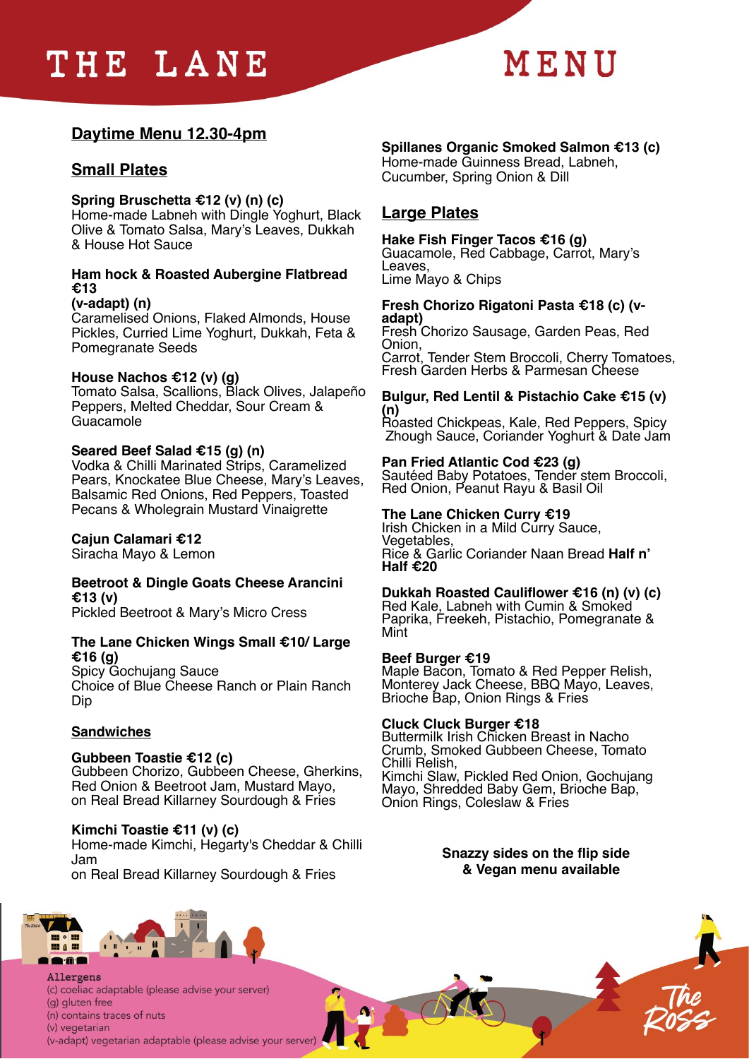# THE LANE MENU

## Daytime Menu 12.30-4pm

### Small Plates

**Spring Bruschetta €12 (v) (n) (c)**
Home-made Labneh with Dingle Yoghurt, Black Olive & Tomato Salsa, Mary's Leaves, Dukkah & House Hot Sauce

**Ham hock & Roasted Aubergine Flatbread €13**
**(v-adapt) (n)**
Caramelised Onions, Flaked Almonds, House Pickles, Curried Lime Yoghurt, Dukkah, Feta & Pomegranate Seeds

**House Nachos €12 (v) (g)**
Tomato Salsa, Scallions, Black Olives, Jalapeño Peppers, Melted Cheddar, Sour Cream & Guacamole

**Seared Beef Salad €15 (g) (n)**
Vodka & Chilli Marinated Strips, Caramelized Pears, Knockatee Blue Cheese, Mary's Leaves, Balsamic Red Onions, Red Peppers, Toasted Pecans & Wholegrain Mustard Vinaigrette

**Cajun Calamari €12**
Siracha Mayo & Lemon

**Beetroot & Dingle Goats Cheese Arancini €13 (v)**
Pickled Beetroot & Mary's Micro Cress

**The Lane Chicken Wings Small €10/ Large €16 (g)**
Spicy Gochujang Sauce
Choice of Blue Cheese Ranch or Plain Ranch Dip

### Sandwiches

**Gubbeen Toastie €12 (c)**
Gubbeen Chorizo, Gubbeen Cheese, Gherkins, Red Onion & Beetroot Jam, Mustard Mayo, on Real Bread Killarney Sourdough & Fries

**Kimchi Toastie €11 (v) (c)**
Home-made Kimchi, Hegarty's Cheddar & Chilli Jam
on Real Bread Killarney Sourdough & Fries

**Spillanes Organic Smoked Salmon €13 (c)**
Home-made Guinness Bread, Labneh, Cucumber, Spring Onion & Dill

### Large Plates

**Hake Fish Finger Tacos €16 (g)**
Guacamole, Red Cabbage, Carrot, Mary's Leaves,
Lime Mayo & Chips

**Fresh Chorizo Rigatoni Pasta €18 (c) (v-adapt)**
Fresh Chorizo Sausage, Garden Peas, Red Onion,
Carrot, Tender Stem Broccoli, Cherry Tomatoes, Fresh Garden Herbs & Parmesan Cheese

**Bulgur, Red Lentil & Pistachio Cake €15 (v) (n)**
Roasted Chickpeas, Kale, Red Peppers, Spicy Zhough Sauce, Coriander Yoghurt & Date Jam

**Pan Fried Atlantic Cod €23 (g)**
Sautéed Baby Potatoes, Tender stem Broccoli, Red Onion, Peanut Rayu & Basil Oil

**The Lane Chicken Curry €19**
Irish Chicken in a Mild Curry Sauce, Vegetables,
Rice & Garlic Coriander Naan Bread **Half n' Half €20**

**Dukkah Roasted Cauliflower €16 (n) (v) (c)**
Red Kale, Labneh with Cumin & Smoked Paprika, Freekeh, Pistachio, Pomegranate & Mint

**Beef Burger €19**
Maple Bacon, Tomato & Red Pepper Relish, Monterey Jack Cheese, BBQ Mayo, Leaves, Brioche Bap, Onion Rings & Fries

**Cluck Cluck Burger €18**
Buttermilk Irish Chicken Breast in Nacho Crumb, Smoked Gubbeen Cheese, Tomato Chilli Relish,
Kimchi Slaw, Pickled Red Onion, Gochujang Mayo, Shredded Baby Gem, Brioche Bap, Onion Rings, Coleslaw & Fries

**Snazzy sides on the flip side & Vegan menu available**

Allergens
(c) coeliac adaptable (please advise your server)
(g) gluten free
(n) contains traces of nuts
(v) vegetarian
(v-adapt) vegetarian adaptable (please advise your server)

The Ross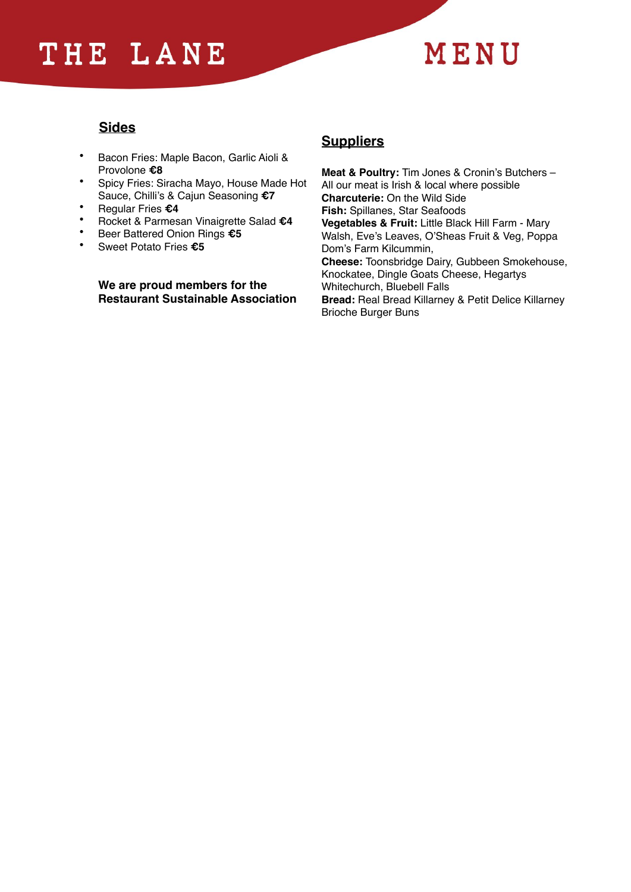# THE LANE

# MENU

## Sides

- Bacon Fries: Maple Bacon, Garlic Aioli & Provolone **€8**
- Spicy Fries: Siracha Mayo, House Made Hot Sauce, Chilli's & Cajun Seasoning **€7**
- Regular Fries **€4**
- Rocket & Parmesan Vinaigrette Salad **€4**
- Beer Battered Onion Rings **€5**
- Sweet Potato Fries **€5**

**We are proud members for the Restaurant Sustainable Association**

## Suppliers

**Meat & Poultry:** Tim Jones & Cronin's Butchers – All our meat is Irish & local where possible
**Charcuterie:** On the Wild Side
**Fish:** Spillanes, Star Seafoods
**Vegetables & Fruit:** Little Black Hill Farm - Mary Walsh, Eve's Leaves, O'Sheas Fruit & Veg, Poppa Dom's Farm Kilcummin,
**Cheese:** Toonsbridge Dairy, Gubbeen Smokehouse, Knockatee, Dingle Goats Cheese, Hegartys Whitechurch, Bluebell Falls
**Bread:** Real Bread Killarney & Petit Delice Killarney Brioche Burger Buns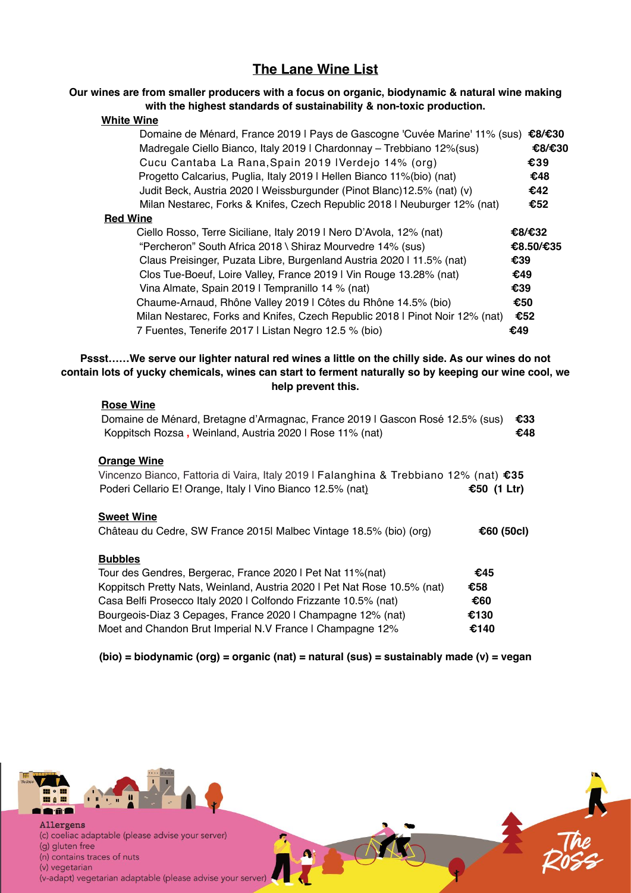# The Lane Wine List

**Our wines are from smaller producers with a focus on organic, biodynamic & natural wine making with the highest standards of sustainability & non-toxic production.**

## White Wine

| | |
|---|---|
| Domaine de Ménard, France 2019 I Pays de Gascogne 'Cuvée Marine' 11% (sus) | €8/€30 |
| Madregale Ciello Bianco, Italy 2019 I Chardonnay – Trebbiano 12%(sus) | €8/€30 |
| Cucu Cantaba La Rana,Spain 2019 IVerdejo 14% (org) | €39 |
| Progetto Calcarius, Puglia, Italy 2019 I Hellen Bianco 11%(bio) (nat) | €48 |
| Judit Beck, Austria 2020 I Weissburgunder (Pinot Blanc)12.5% (nat) (v) | €42 |
| Milan Nestarec, Forks & Knifes, Czech Republic 2018 I Neuburger 12% (nat) | €52 |

## Red Wine

| | |
|---|---|
| Ciello Rosso, Terre Siciliane, Italy 2019 I Nero D'Avola, 12% (nat) | €8/€32 |
| "Percheron" South Africa 2018 \ Shiraz Mourvedre 14% (sus) | €8.50/€35 |
| Claus Preisinger, Puzata Libre, Burgenland Austria 2020 I 11.5% (nat) | €39 |
| Clos Tue-Boeuf, Loire Valley, France 2019 I Vin Rouge 13.28% (nat) | €49 |
| Vina Almate, Spain 2019 I Tempranillo 14 % (nat) | €39 |
| Chaume-Arnaud, Rhône Valley 2019 I Côtes du Rhône 14.5% (bio) | €50 |
| Milan Nestarec, Forks and Knifes, Czech Republic 2018 I Pinot Noir 12% (nat) | €52 |
| 7 Fuentes, Tenerife 2017 I Listan Negro 12.5 % (bio) | €49 |

**Pssst……We serve our lighter natural red wines a little on the chilly side. As our wines do not contain lots of yucky chemicals, wines can start to ferment naturally so by keeping our wine cool, we help prevent this.**

## Rose Wine

| | |
|---|---|
| Domaine de Ménard, Bretagne d'Armagnac, France 2019 I Gascon Rosé 12.5% (sus) | €33 |
| Koppitsch Rozsa , Weinland, Austria 2020 I Rose 11% (nat) | €48 |

## Orange Wine

| | |
|---|---|
| Vincenzo Bianco, Fattoria di Vaira, Italy 2019 I Falanghina & Trebbiano 12% (nat) | €35 |
| Poderi Cellario E! Orange, Italy I Vino Bianco 12.5% (nat) | €50 (1 Ltr) |

## Sweet Wine

| | |
|---|---|
| Château du Cedre, SW France 2015I Malbec Vintage 18.5% (bio) (org) | €60 (50cl) |

## Bubbles

| | |
|---|---|
| Tour des Gendres, Bergerac, France 2020 I Pet Nat 11%(nat) | €45 |
| Koppitsch Pretty Nats, Weinland, Austria 2020 I Pet Nat Rose 10.5% (nat) | €58 |
| Casa Belfi Prosecco Italy 2020 I Colfondo Frizzante 10.5% (nat) | €60 |
| Bourgeois-Diaz 3 Cepages, France 2020 I Champagne 12% (nat) | €130 |
| Moet and Chandon Brut Imperial N.V France I Champagne 12% | €140 |

**(bio) = biodynamic (org) = organic (nat) = natural (sus) = sustainably made (v) = vegan**

Allergens
(c) coeliac adaptable (please advise your server)
(g) gluten free
(n) contains traces of nuts
(v) vegetarian
(v-adapt) vegetarian adaptable (please advise your server)

The Ross